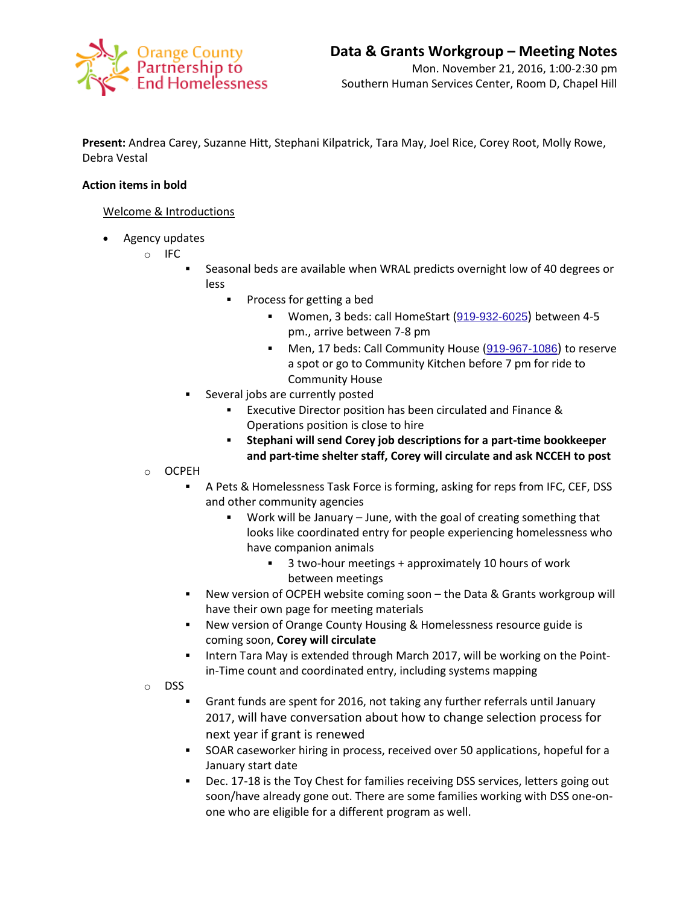Orange County Partnership to End Homelessness

# Data & Grants Workgroup – Meeting Notes

Mon. November 21, 2016, 1:00-2:30 pm
Southern Human Services Center, Room D, Chapel Hill

**Present:** Andrea Carey, Suzanne Hitt, Stephani Kilpatrick, Tara May, Joel Rice, Corey Root, Molly Rowe, Debra Vestal

**Action items in bold**

<u>Welcome & Introductions</u>

- Agency updates
  - IFC
    - Seasonal beds are available when WRAL predicts overnight low of 40 degrees or less
      - Process for getting a bed
        - Women, 3 beds: call HomeStart (919-932-6025) between 4-5 pm., arrive between 7-8 pm
        - Men, 17 beds: Call Community House (919-967-1086) to reserve a spot or go to Community Kitchen before 7 pm for ride to Community House
    - Several jobs are currently posted
      - Executive Director position has been circulated and Finance & Operations position is close to hire
      - **Stephani will send Corey job descriptions for a part-time bookkeeper and part-time shelter staff, Corey will circulate and ask NCCEH to post**
  - OCPEH
    - A Pets & Homelessness Task Force is forming, asking for reps from IFC, CEF, DSS and other community agencies
      - Work will be January – June, with the goal of creating something that looks like coordinated entry for people experiencing homelessness who have companion animals
        - 3 two-hour meetings + approximately 10 hours of work between meetings
    - New version of OCPEH website coming soon – the Data & Grants workgroup will have their own page for meeting materials
    - New version of Orange County Housing & Homelessness resource guide is coming soon, **Corey will circulate**
    - Intern Tara May is extended through March 2017, will be working on the Point-in-Time count and coordinated entry, including systems mapping
  - DSS
    - Grant funds are spent for 2016, not taking any further referrals until January 2017, will have conversation about how to change selection process for next year if grant is renewed
    - SOAR caseworker hiring in process, received over 50 applications, hopeful for a January start date
    - Dec. 17-18 is the Toy Chest for families receiving DSS services, letters going out soon/have already gone out. There are some families working with DSS one-on-one who are eligible for a different program as well.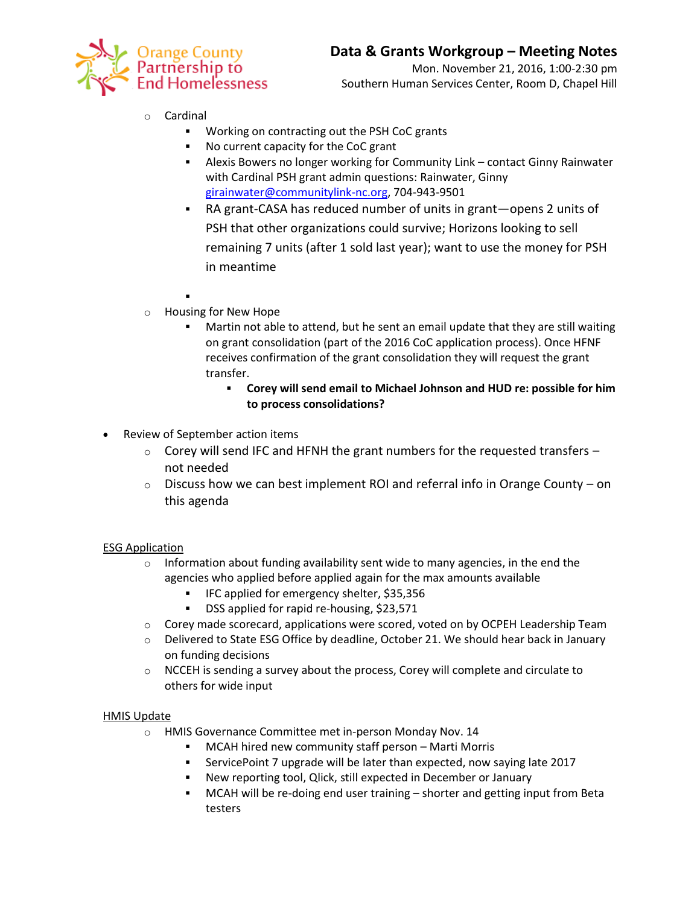- Cardinal
  - Working on contracting out the PSH CoC grants
  - No current capacity for the CoC grant
  - Alexis Bowers no longer working for Community Link – contact Ginny Rainwater with Cardinal PSH grant admin questions: Rainwater, Ginny girainwater@communitylink-nc.org, 704-943-9501
  - RA grant-CASA has reduced number of units in grant—opens 2 units of PSH that other organizations could survive; Horizons looking to sell remaining 7 units (after 1 sold last year); want to use the money for PSH in meantime
  -
- Housing for New Hope
  - Martin not able to attend, but he sent an email update that they are still waiting on grant consolidation (part of the 2016 CoC application process). Once HFNF receives confirmation of the grant consolidation they will request the grant transfer.
    - **Corey will send email to Michael Johnson and HUD re: possible for him to process consolidations?**

- Review of September action items
  - Corey will send IFC and HFNH the grant numbers for the requested transfers – not needed
  - Discuss how we can best implement ROI and referral info in Orange County – on this agenda

ESG Application

- Information about funding availability sent wide to many agencies, in the end the agencies who applied before applied again for the max amounts available
  - IFC applied for emergency shelter, $35,356
  - DSS applied for rapid re-housing, $23,571
- Corey made scorecard, applications were scored, voted on by OCPEH Leadership Team
- Delivered to State ESG Office by deadline, October 21. We should hear back in January on funding decisions
- NCCEH is sending a survey about the process, Corey will complete and circulate to others for wide input

HMIS Update

- HMIS Governance Committee met in-person Monday Nov. 14
  - MCAH hired new community staff person – Marti Morris
  - ServicePoint 7 upgrade will be later than expected, now saying late 2017
  - New reporting tool, Qlick, still expected in December or January
  - MCAH will be re-doing end user training – shorter and getting input from Beta testers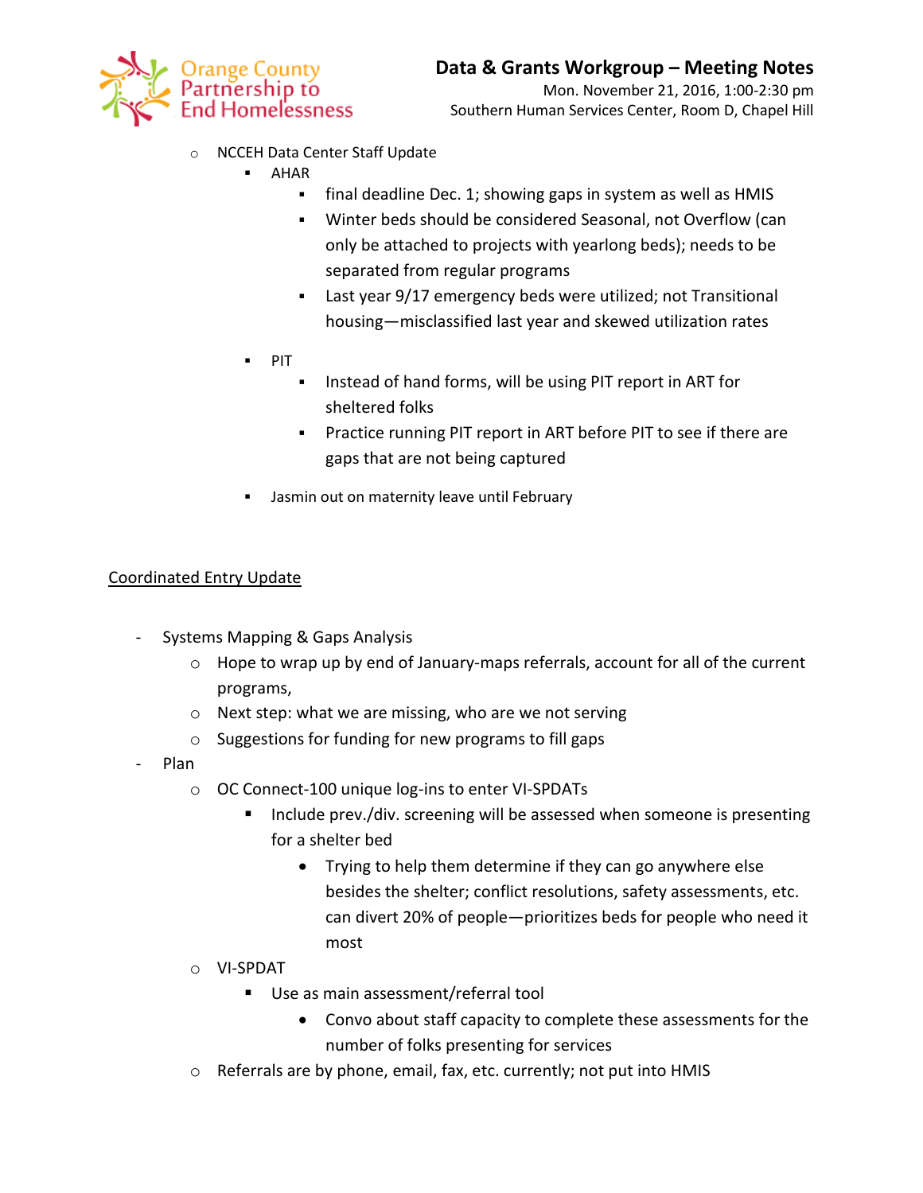- NCCEH Data Center Staff Update
  - AHAR
    - final deadline Dec. 1; showing gaps in system as well as HMIS
    - Winter beds should be considered Seasonal, not Overflow (can only be attached to projects with yearlong beds); needs to be separated from regular programs
    - Last year 9/17 emergency beds were utilized; not Transitional housing—misclassified last year and skewed utilization rates
  - PIT
    - Instead of hand forms, will be using PIT report in ART for sheltered folks
    - Practice running PIT report in ART before PIT to see if there are gaps that are not being captured
  - Jasmin out on maternity leave until February

<u>Coordinated Entry Update</u>

- Systems Mapping & Gaps Analysis
  - Hope to wrap up by end of January-maps referrals, account for all of the current programs,
  - Next step: what we are missing, who are we not serving
  - Suggestions for funding for new programs to fill gaps
- Plan
  - OC Connect-100 unique log-ins to enter VI-SPDATs
    - Include prev./div. screening will be assessed when someone is presenting for a shelter bed
      - Trying to help them determine if they can go anywhere else besides the shelter; conflict resolutions, safety assessments, etc. can divert 20% of people—prioritizes beds for people who need it most
  - VI-SPDAT
    - Use as main assessment/referral tool
      - Convo about staff capacity to complete these assessments for the number of folks presenting for services
  - Referrals are by phone, email, fax, etc. currently; not put into HMIS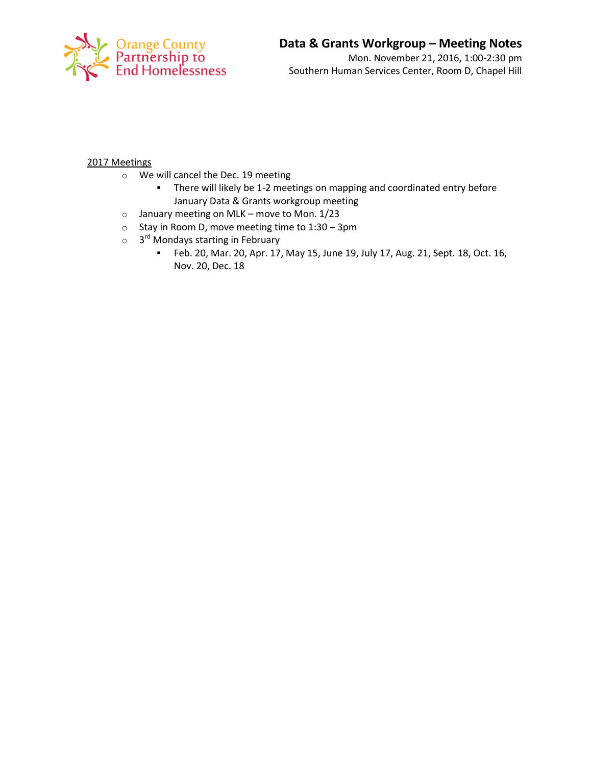2017 Meetings

- We will cancel the Dec. 19 meeting
  - There will likely be 1-2 meetings on mapping and coordinated entry before January Data & Grants workgroup meeting
- January meeting on MLK – move to Mon. 1/23
- Stay in Room D, move meeting time to 1:30 – 3pm
- 3rd Mondays starting in February
  - Feb. 20, Mar. 20, Apr. 17, May 15, June 19, July 17, Aug. 21, Sept. 18, Oct. 16, Nov. 20, Dec. 18